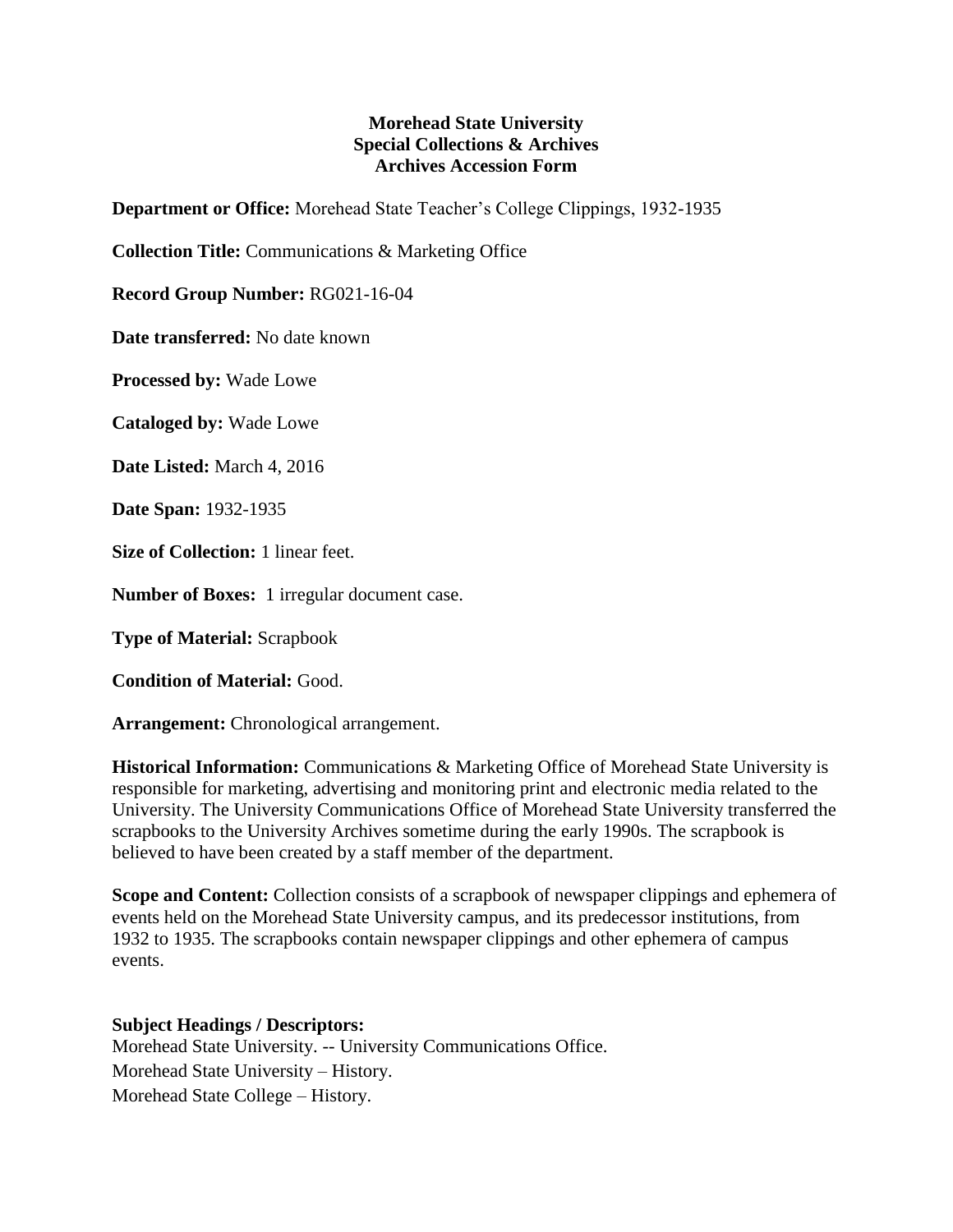**Morehead State University**
**Special Collections & Archives**
**Archives Accession Form**

**Department or Office:** Morehead State Teacher's College Clippings, 1932-1935

**Collection Title:** Communications & Marketing Office

**Record Group Number:** RG021-16-04

**Date transferred:** No date known

**Processed by:** Wade Lowe

**Cataloged by:** Wade Lowe

**Date Listed:** March 4, 2016

**Date Span:** 1932-1935

**Size of Collection:** 1 linear feet.

**Number of Boxes:** 1 irregular document case.

**Type of Material:** Scrapbook

**Condition of Material:** Good.

**Arrangement:** Chronological arrangement.

**Historical Information:** Communications & Marketing Office of Morehead State University is responsible for marketing, advertising and monitoring print and electronic media related to the University. The University Communications Office of Morehead State University transferred the scrapbooks to the University Archives sometime during the early 1990s. The scrapbook is believed to have been created by a staff member of the department.

**Scope and Content:** Collection consists of a scrapbook of newspaper clippings and ephemera of events held on the Morehead State University campus, and its predecessor institutions, from 1932 to 1935. The scrapbooks contain newspaper clippings and other ephemera of campus events.

**Subject Headings / Descriptors:**
Morehead State University. -- University Communications Office.
Morehead State University – History.
Morehead State College – History.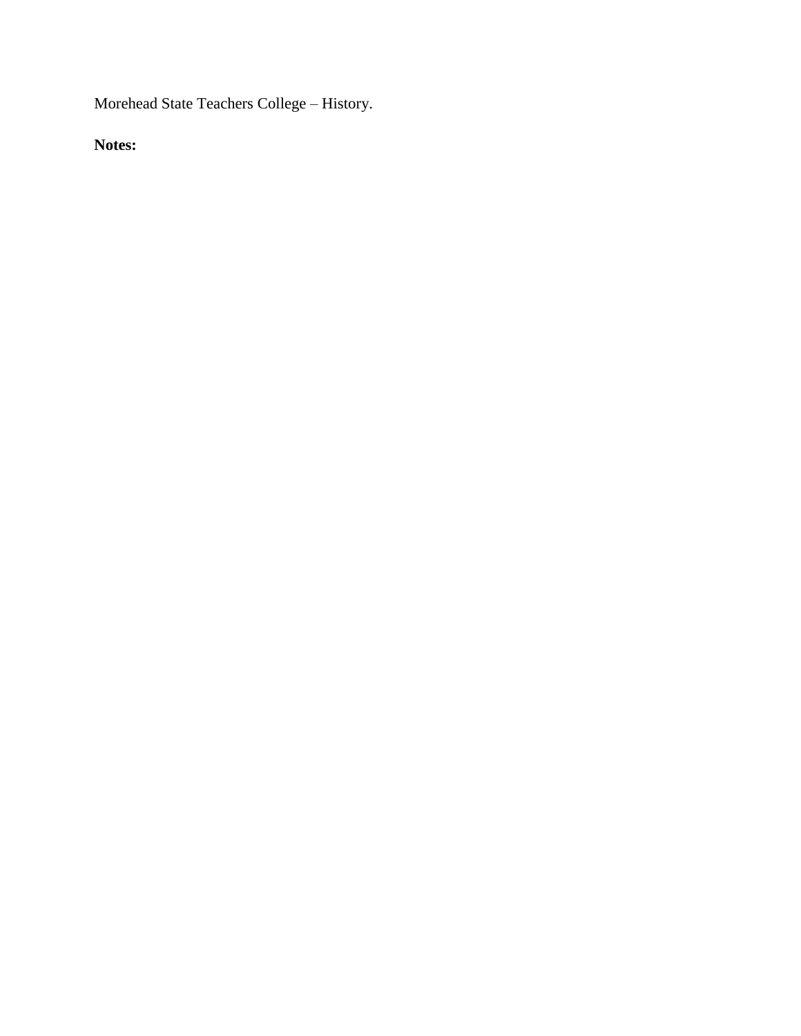Morehead State Teachers College – History.

**Notes:**